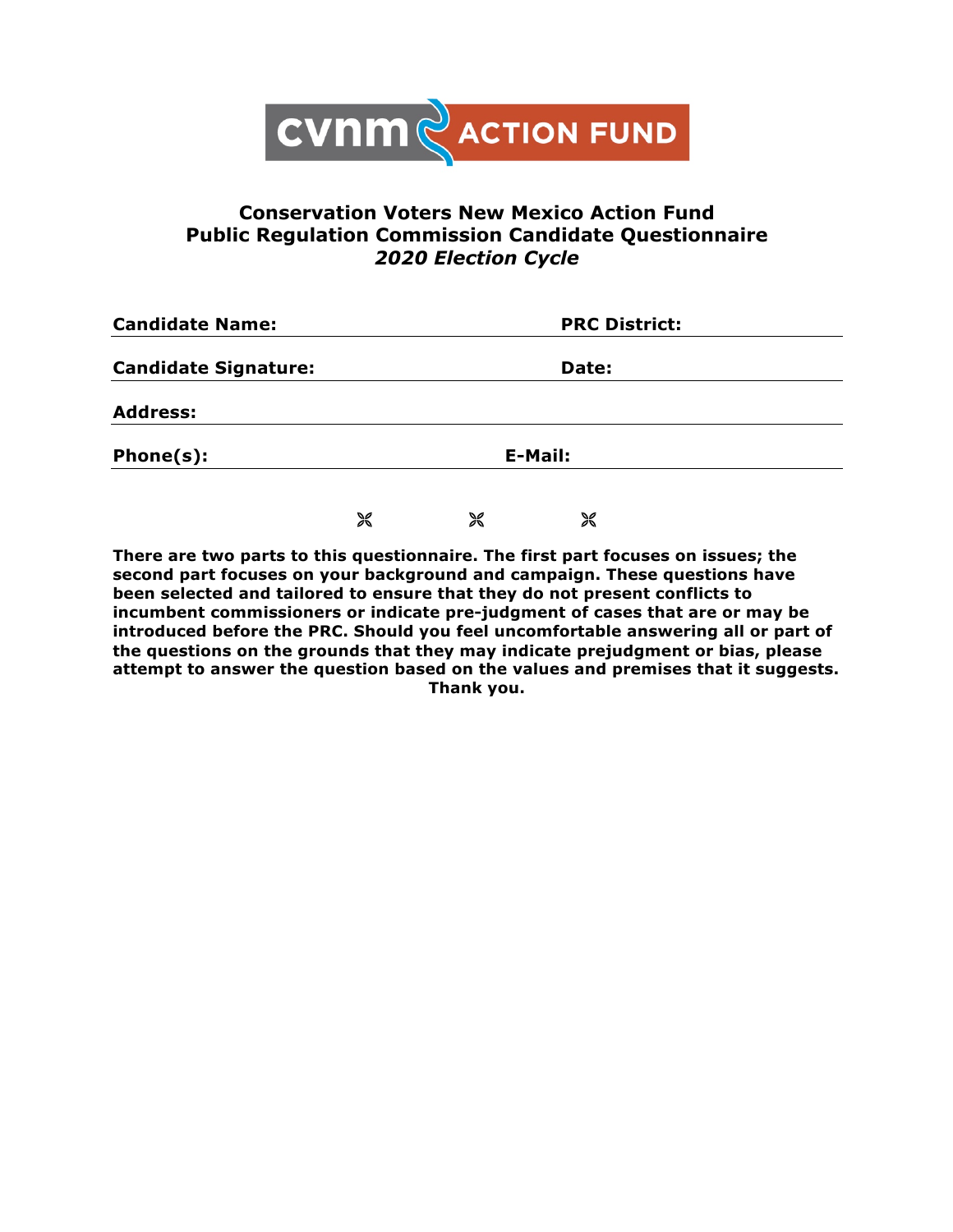cvnm ACTION FUND

# Conservation Voters New Mexico Action Fund
## Public Regulation Commission Candidate Questionnaire
### *2020 Election Cycle*

**Candidate Name:** **PRC District:**

**Candidate Signature:** **Date:**

**Address:**

**Phone(s):** **E-Mail:**

⌘ ⌘ ⌘

**There are two parts to this questionnaire. The first part focuses on issues; the second part focuses on your background and campaign. These questions have been selected and tailored to ensure that they do not present conflicts to incumbent commissioners or indicate pre-judgment of cases that are or may be introduced before the PRC. Should you feel uncomfortable answering all or part of the questions on the grounds that they may indicate prejudgment or bias, please attempt to answer the question based on the values and premises that it suggests. Thank you.**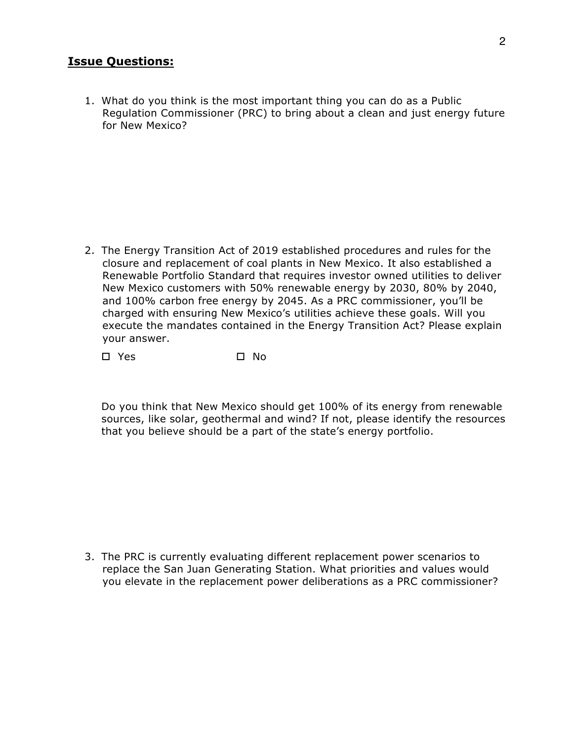**Issue Questions:**

1. What do you think is the most important thing you can do as a Public Regulation Commissioner (PRC) to bring about a clean and just energy future for New Mexico?

2. The Energy Transition Act of 2019 established procedures and rules for the closure and replacement of coal plants in New Mexico. It also established a Renewable Portfolio Standard that requires investor owned utilities to deliver New Mexico customers with 50% renewable energy by 2030, 80% by 2040, and 100% carbon free energy by 2045. As a PRC commissioner, you'll be charged with ensuring New Mexico's utilities achieve these goals. Will you execute the mandates contained in the Energy Transition Act? Please explain your answer.

   ☐ Yes ☐ No

   Do you think that New Mexico should get 100% of its energy from renewable sources, like solar, geothermal and wind? If not, please identify the resources that you believe should be a part of the state's energy portfolio.

3. The PRC is currently evaluating different replacement power scenarios to replace the San Juan Generating Station. What priorities and values would you elevate in the replacement power deliberations as a PRC commissioner?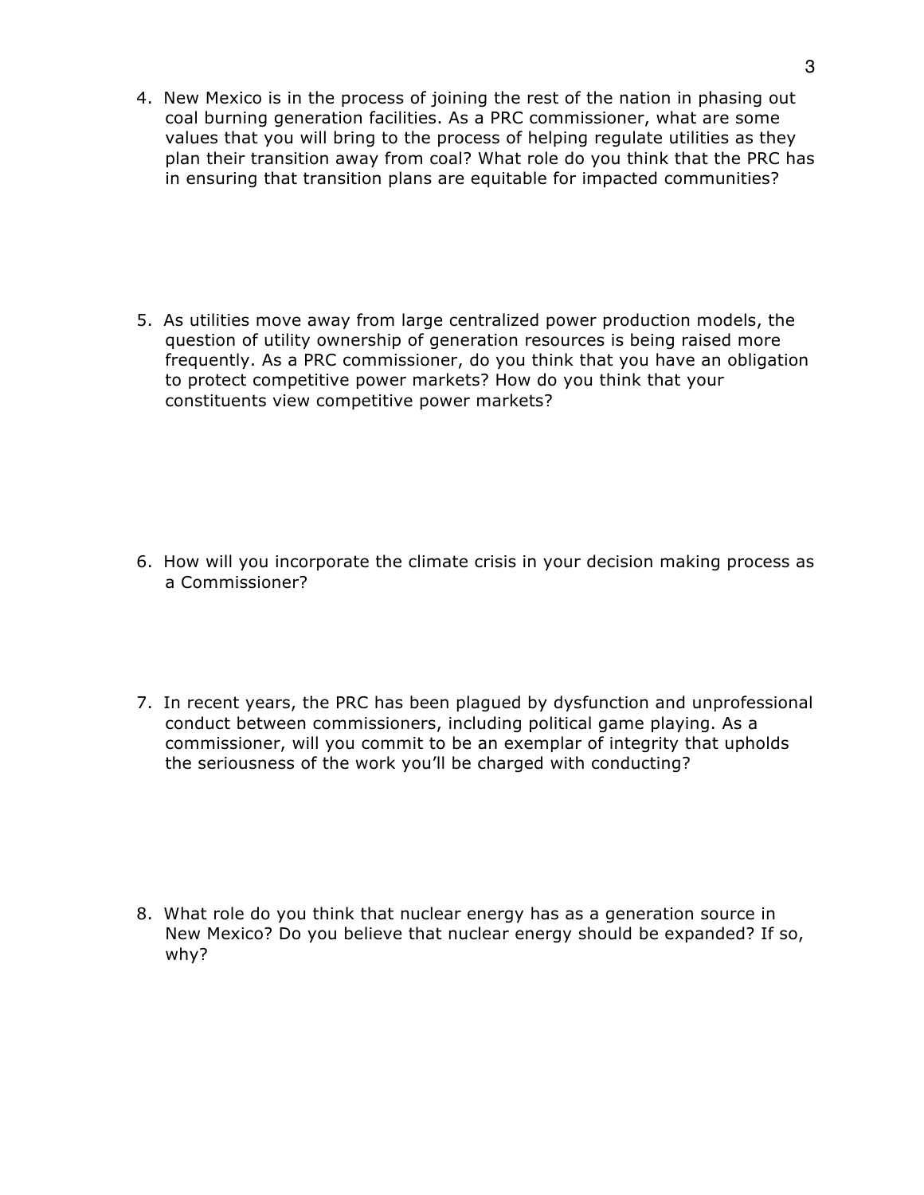4. New Mexico is in the process of joining the rest of the nation in phasing out coal burning generation facilities. As a PRC commissioner, what are some values that you will bring to the process of helping regulate utilities as they plan their transition away from coal? What role do you think that the PRC has in ensuring that transition plans are equitable for impacted communities?

5. As utilities move away from large centralized power production models, the question of utility ownership of generation resources is being raised more frequently. As a PRC commissioner, do you think that you have an obligation to protect competitive power markets? How do you think that your constituents view competitive power markets?

6. How will you incorporate the climate crisis in your decision making process as a Commissioner?

7. In recent years, the PRC has been plagued by dysfunction and unprofessional conduct between commissioners, including political game playing. As a commissioner, will you commit to be an exemplar of integrity that upholds the seriousness of the work you'll be charged with conducting?

8. What role do you think that nuclear energy has as a generation source in New Mexico? Do you believe that nuclear energy should be expanded? If so, why?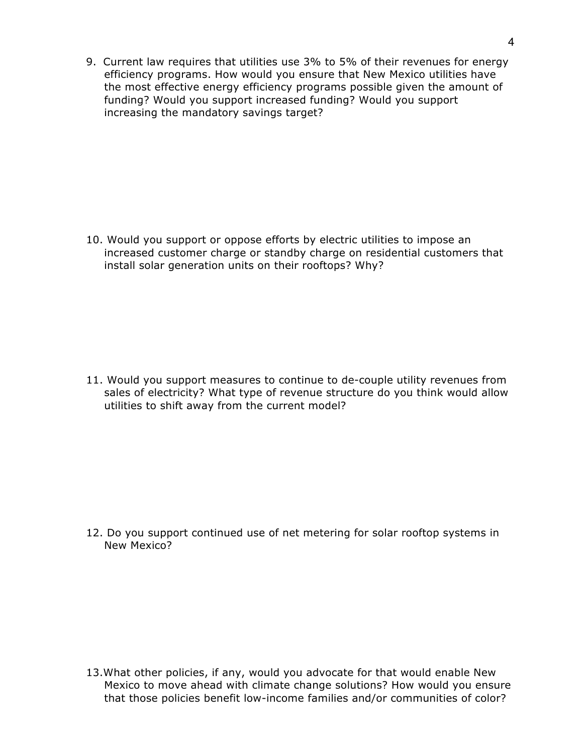9. Current law requires that utilities use 3% to 5% of their revenues for energy efficiency programs. How would you ensure that New Mexico utilities have the most effective energy efficiency programs possible given the amount of funding? Would you support increased funding? Would you support increasing the mandatory savings target?

10. Would you support or oppose efforts by electric utilities to impose an increased customer charge or standby charge on residential customers that install solar generation units on their rooftops? Why?

11. Would you support measures to continue to de-couple utility revenues from sales of electricity? What type of revenue structure do you think would allow utilities to shift away from the current model?

12. Do you support continued use of net metering for solar rooftop systems in New Mexico?

13. What other policies, if any, would you advocate for that would enable New Mexico to move ahead with climate change solutions? How would you ensure that those policies benefit low-income families and/or communities of color?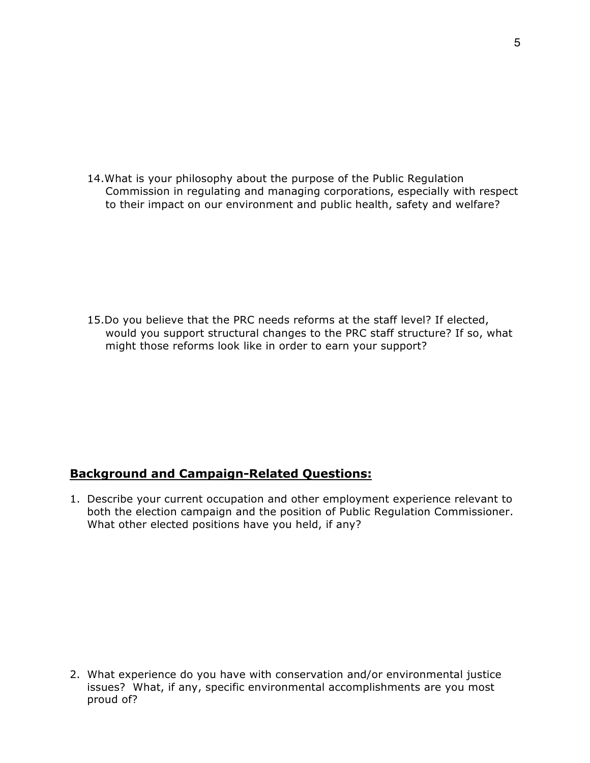14. What is your philosophy about the purpose of the Public Regulation Commission in regulating and managing corporations, especially with respect to their impact on our environment and public health, safety and welfare?

15. Do you believe that the PRC needs reforms at the staff level? If elected, would you support structural changes to the PRC staff structure? If so, what might those reforms look like in order to earn your support?

## **Background and Campaign-Related Questions:**

1. Describe your current occupation and other employment experience relevant to both the election campaign and the position of Public Regulation Commissioner. What other elected positions have you held, if any?

2. What experience do you have with conservation and/or environmental justice issues? What, if any, specific environmental accomplishments are you most proud of?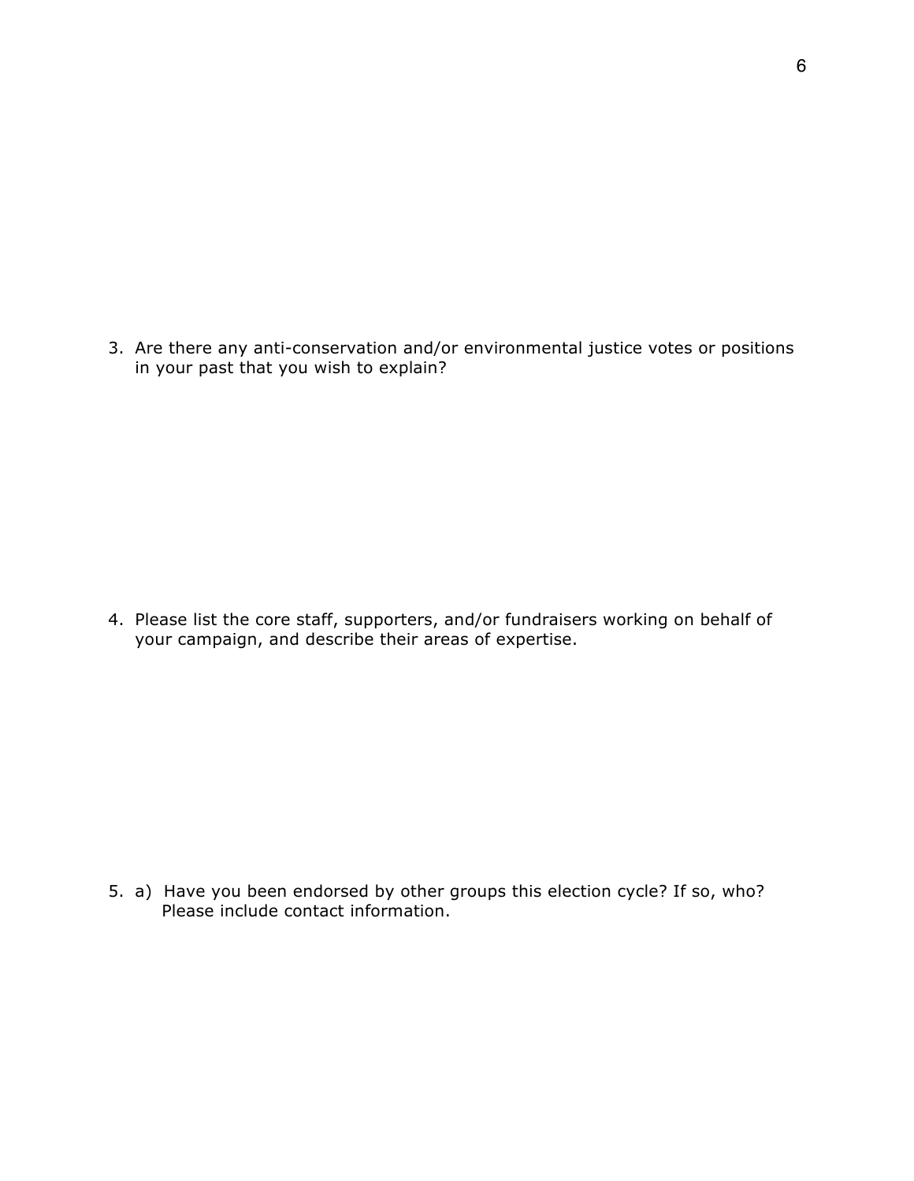3. Are there any anti-conservation and/or environmental justice votes or positions in your past that you wish to explain?

4. Please list the core staff, supporters, and/or fundraisers working on behalf of your campaign, and describe their areas of expertise.

5. a) Have you been endorsed by other groups this election cycle? If so, who? Please include contact information.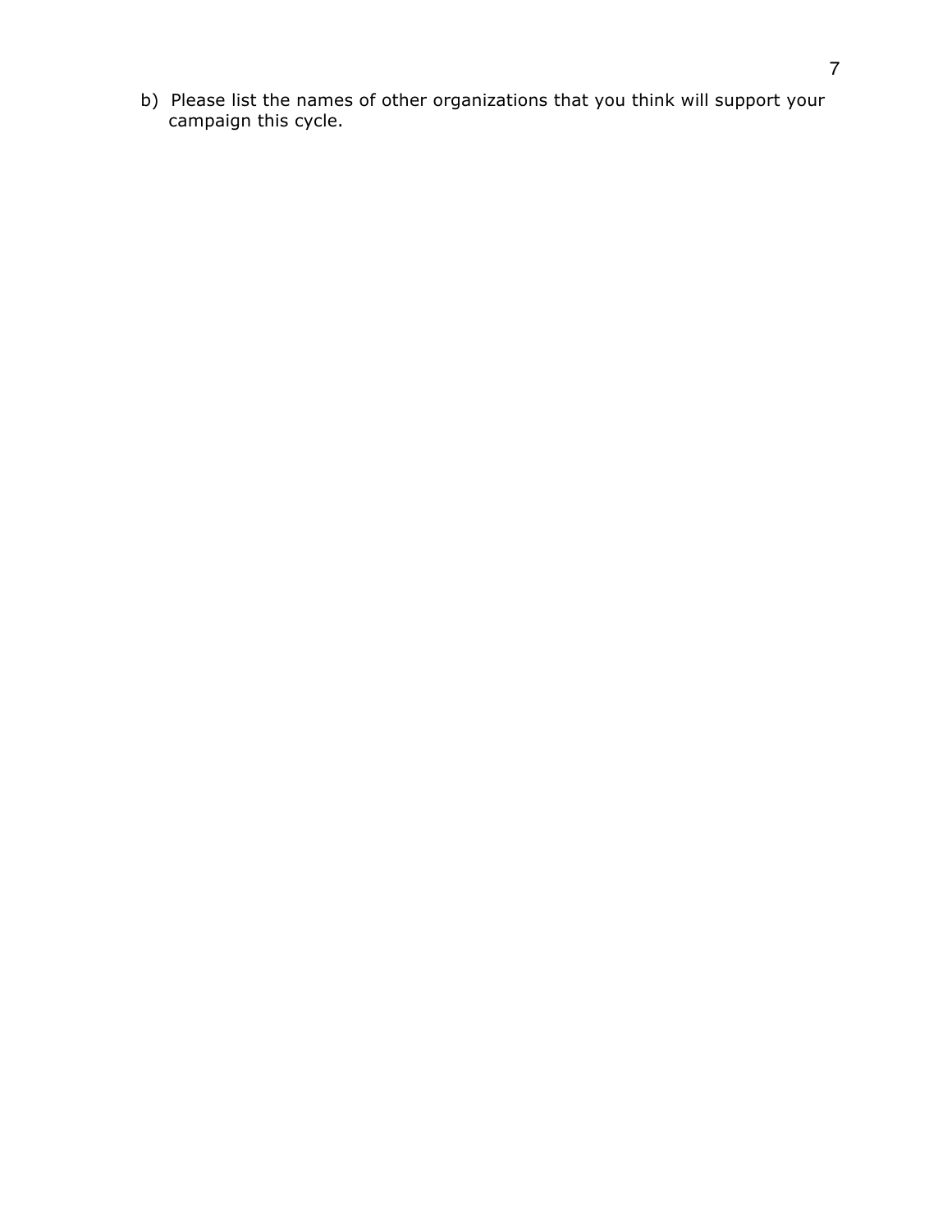b) Please list the names of other organizations that you think will support your campaign this cycle.